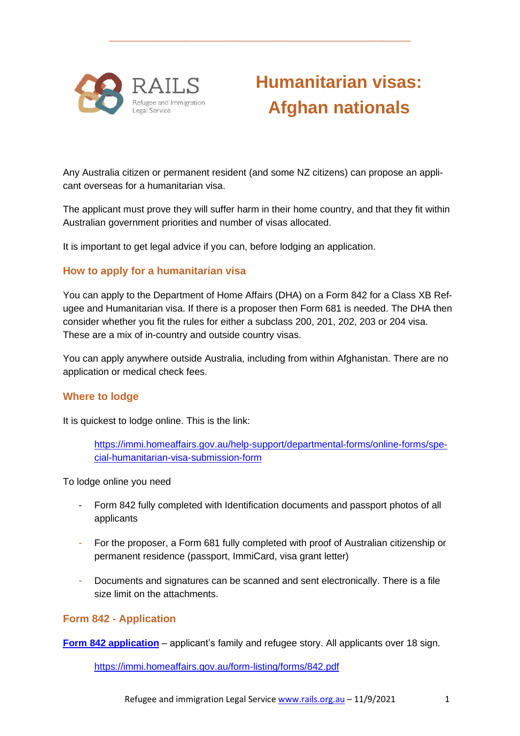RAILS

Refugee and Immigration Legal Service

# Humanitarian visas: Afghan nationals

Any Australia citizen or permanent resident (and some NZ citizens) can propose an applicant overseas for a humanitarian visa.

The applicant must prove they will suffer harm in their home country, and that they fit within Australian government priorities and number of visas allocated.

It is important to get legal advice if you can, before lodging an application.

## How to apply for a humanitarian visa

You can apply to the Department of Home Affairs (DHA) on a Form 842 for a Class XB Refugee and Humanitarian visa. If there is a proposer then Form 681 is needed. The DHA then consider whether you fit the rules for either a subclass 200, 201, 202, 203 or 204 visa. These are a mix of in-country and outside country visas.

You can apply anywhere outside Australia, including from within Afghanistan. There are no application or medical check fees.

## Where to lodge

It is quickest to lodge online. This is the link:

> https://immi.homeaffairs.gov.au/help-support/departmental-forms/online-forms/special-humanitarian-visa-submission-form

To lodge online you need

- Form 842 fully completed with Identification documents and passport photos of all applicants
- For the proposer, a Form 681 fully completed with proof of Australian citizenship or permanent residence (passport, ImmiCard, visa grant letter)
- Documents and signatures can be scanned and sent electronically. There is a file size limit on the attachments.

## Form 842 - Application

**Form 842 application** – applicant's family and refugee story. All applicants over 18 sign.

> https://immi.homeaffairs.gov.au/form-listing/forms/842.pdf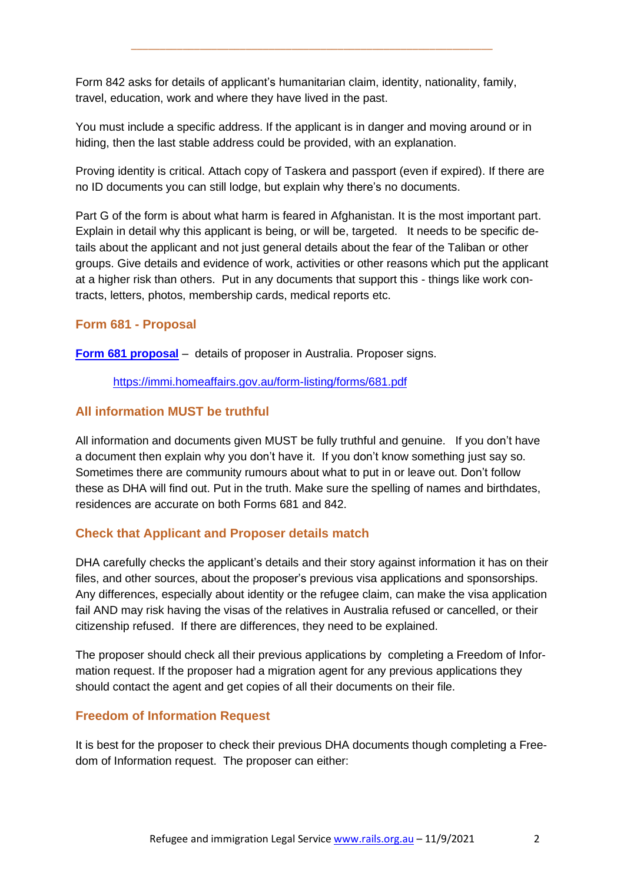Form 842 asks for details of applicant's humanitarian claim, identity, nationality, family, travel, education, work and where they have lived in the past.

You must include a specific address. If the applicant is in danger and moving around or in hiding, then the last stable address could be provided, with an explanation.

Proving identity is critical. Attach copy of Taskera and passport (even if expired). If there are no ID documents you can still lodge, but explain why there's no documents.

Part G of the form is about what harm is feared in Afghanistan. It is the most important part. Explain in detail why this applicant is being, or will be, targeted. It needs to be specific details about the applicant and not just general details about the fear of the Taliban or other groups. Give details and evidence of work, activities or other reasons which put the applicant at a higher risk than others. Put in any documents that support this - things like work contracts, letters, photos, membership cards, medical reports etc.

## Form 681 - Proposal

**Form 681 proposal** – details of proposer in Australia. Proposer signs.

https://immi.homeaffairs.gov.au/form-listing/forms/681.pdf

## All information MUST be truthful

All information and documents given MUST be fully truthful and genuine. If you don't have a document then explain why you don't have it. If you don't know something just say so. Sometimes there are community rumours about what to put in or leave out. Don't follow these as DHA will find out. Put in the truth. Make sure the spelling of names and birthdates, residences are accurate on both Forms 681 and 842.

## Check that Applicant and Proposer details match

DHA carefully checks the applicant's details and their story against information it has on their files, and other sources, about the proposer's previous visa applications and sponsorships. Any differences, especially about identity or the refugee claim, can make the visa application fail AND may risk having the visas of the relatives in Australia refused or cancelled, or their citizenship refused. If there are differences, they need to be explained.

The proposer should check all their previous applications by completing a Freedom of Information request. If the proposer had a migration agent for any previous applications they should contact the agent and get copies of all their documents on their file.

## Freedom of Information Request

It is best for the proposer to check their previous DHA documents though completing a Freedom of Information request. The proposer can either: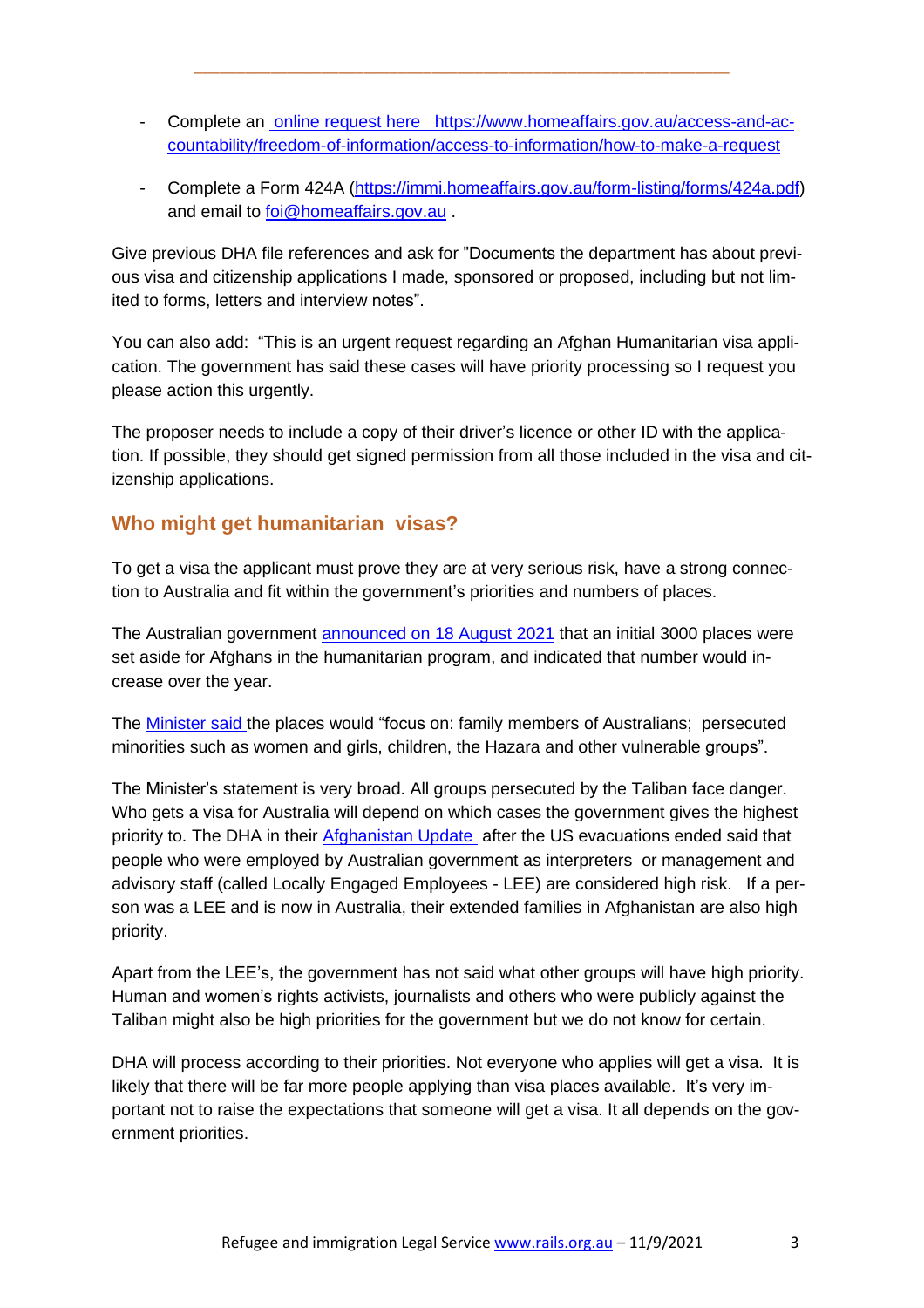- Complete an [online request here https://www.homeaffairs.gov.au/access-and-accountability/freedom-of-information/access-to-information/how-to-make-a-request](https://www.homeaffairs.gov.au/access-and-accountability/freedom-of-information/access-to-information/how-to-make-a-request)
- Complete a Form 424A (https://immi.homeaffairs.gov.au/form-listing/forms/424a.pdf) and email to foi@homeaffairs.gov.au .

Give previous DHA file references and ask for "Documents the department has about previous visa and citizenship applications I made, sponsored or proposed, including but not limited to forms, letters and interview notes".

You can also add: "This is an urgent request regarding an Afghan Humanitarian visa application. The government has said these cases will have priority processing so I request you please action this urgently.

The proposer needs to include a copy of their driver's licence or other ID with the application. If possible, they should get signed permission from all those included in the visa and citizenship applications.

## Who might get humanitarian visas?

To get a visa the applicant must prove they are at very serious risk, have a strong connection to Australia and fit within the government's priorities and numbers of places.

The Australian government announced on 18 August 2021 that an initial 3000 places were set aside for Afghans in the humanitarian program, and indicated that number would increase over the year.

The Minister said the places would "focus on: family members of Australians; persecuted minorities such as women and girls, children, the Hazara and other vulnerable groups".

The Minister's statement is very broad. All groups persecuted by the Taliban face danger. Who gets a visa for Australia will depend on which cases the government gives the highest priority to. The DHA in their Afghanistan Update after the US evacuations ended said that people who were employed by Australian government as interpreters or management and advisory staff (called Locally Engaged Employees - LEE) are considered high risk. If a person was a LEE and is now in Australia, their extended families in Afghanistan are also high priority.

Apart from the LEE's, the government has not said what other groups will have high priority. Human and women's rights activists, journalists and others who were publicly against the Taliban might also be high priorities for the government but we do not know for certain.

DHA will process according to their priorities. Not everyone who applies will get a visa. It is likely that there will be far more people applying than visa places available. It's very important not to raise the expectations that someone will get a visa. It all depends on the government priorities.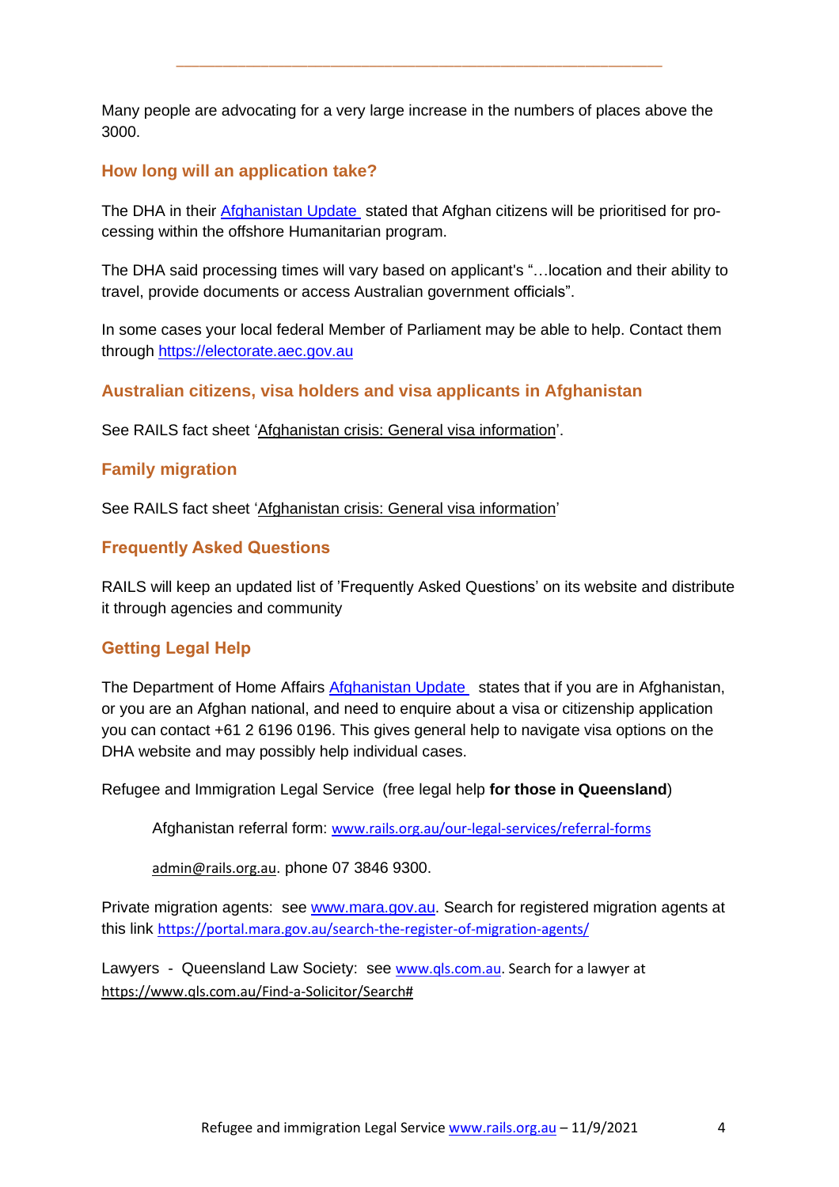Many people are advocating for a very large increase in the numbers of places above the 3000.

## How long will an application take?

The DHA in their [Afghanistan Update](#) stated that Afghan citizens will be prioritised for processing within the offshore Humanitarian program.

The DHA said processing times will vary based on applicant's "…location and their ability to travel, provide documents or access Australian government officials".

In some cases your local federal Member of Parliament may be able to help. Contact them through https://electorate.aec.gov.au

## Australian citizens, visa holders and visa applicants in Afghanistan

See RAILS fact sheet 'Afghanistan crisis: General visa information'.

## Family migration

See RAILS fact sheet 'Afghanistan crisis: General visa information'

## Frequently Asked Questions

RAILS will keep an updated list of 'Frequently Asked Questions' on its website and distribute it through agencies and community

## Getting Legal Help

The Department of Home Affairs [Afghanistan Update](#) states that if you are in Afghanistan, or you are an Afghan national, and need to enquire about a visa or citizenship application you can contact +61 2 6196 0196. This gives general help to navigate visa options on the DHA website and may possibly help individual cases.

Refugee and Immigration Legal Service (free legal help **for those in Queensland**)

> Afghanistan referral form: www.rails.org.au/our-legal-services/referral-forms
>
> admin@rails.org.au. phone 07 3846 9300.

Private migration agents: see www.mara.gov.au. Search for registered migration agents at this link https://portal.mara.gov.au/search-the-register-of-migration-agents/

Lawyers - Queensland Law Society: see www.qls.com.au. Search for a lawyer at https://www.qls.com.au/Find-a-Solicitor/Search#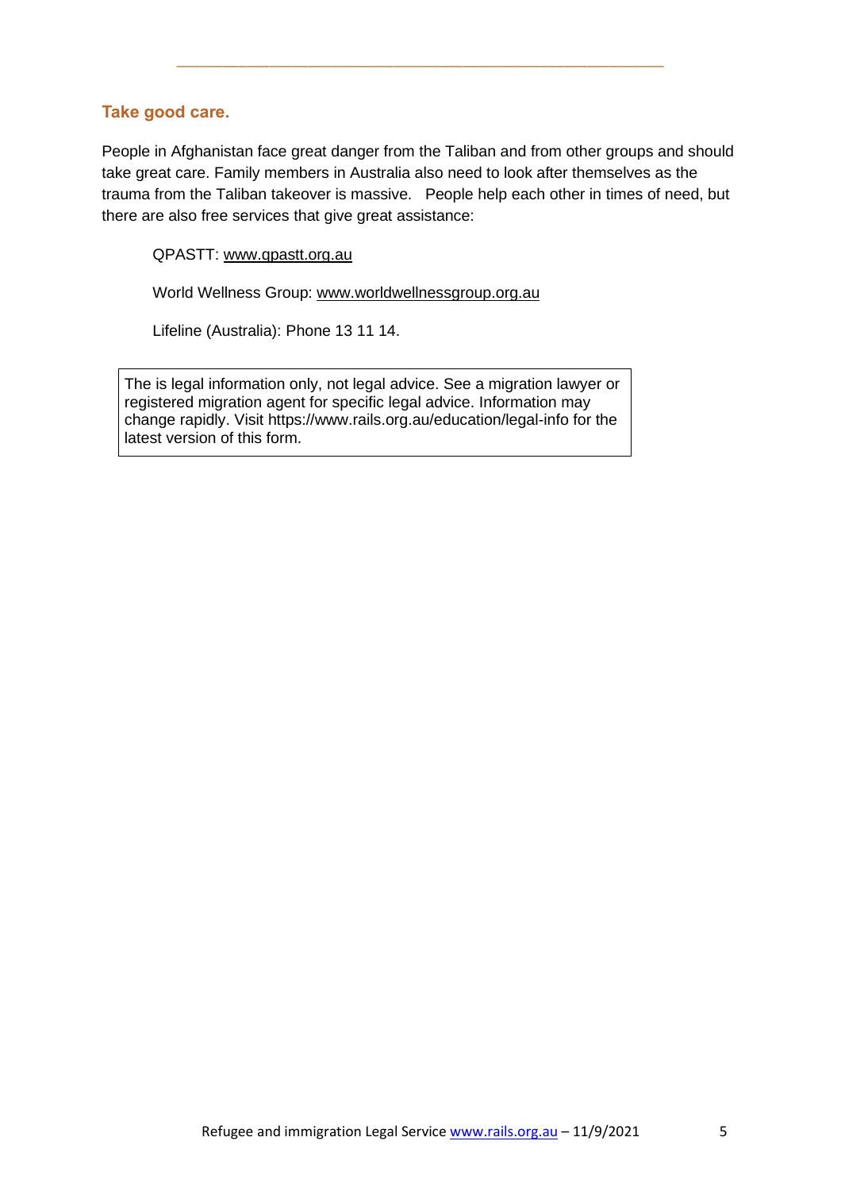## Take good care.

People in Afghanistan face great danger from the Taliban and from other groups and should take great care. Family members in Australia also need to look after themselves as the trauma from the Taliban takeover is massive. People help each other in times of need, but there are also free services that give great assistance:

QPASTT: www.qpastt.org.au

World Wellness Group: www.worldwellnessgroup.org.au

Lifeline (Australia): Phone 13 11 14.

> The is legal information only, not legal advice. See a migration lawyer or registered migration agent for specific legal advice. Information may change rapidly. Visit https://www.rails.org.au/education/legal-info for the latest version of this form.